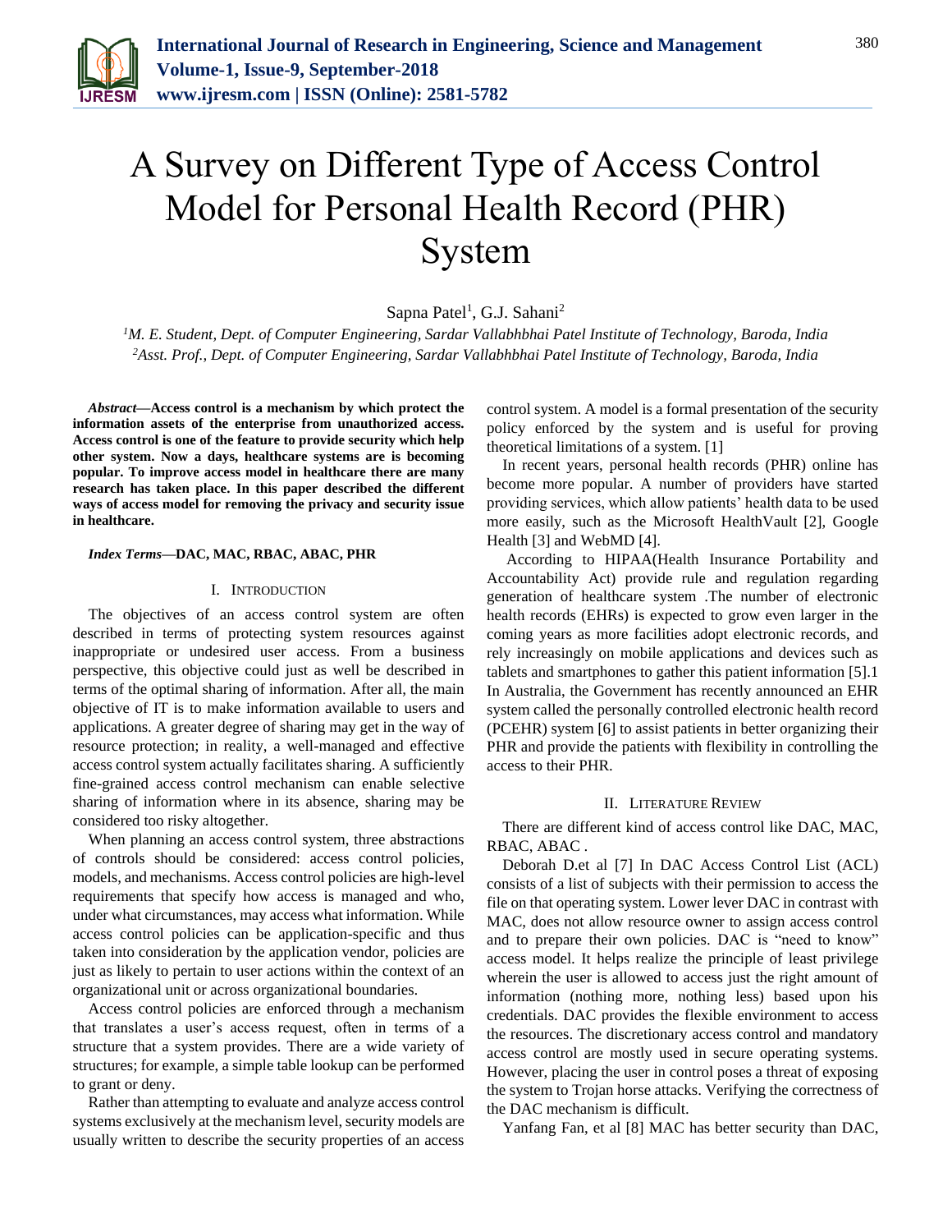# A Survey on Different Type of Access Control Model for Personal Health Record (PHR) System

Sapna Patel[1], G.J. Sahani[2]

[1]M. E. Student, Dept. of Computer Engineering, Sardar Vallabhbhai Patel Institute of Technology, Baroda, India
[2]Asst. Prof., Dept. of Computer Engineering, Sardar Vallabhbhai Patel Institute of Technology, Baroda, India

***Abstract*—Access control is a mechanism by which protect the information assets of the enterprise from unauthorized access. Access control is one of the feature to provide security which help other system. Now a days, healthcare systems are is becoming popular. To improve access model in healthcare there are many research has taken place. In this paper described the different ways of access model for removing the privacy and security issue in healthcare.**

***Index Terms*—DAC, MAC, RBAC, ABAC, PHR**

## I. Introduction

The objectives of an access control system are often described in terms of protecting system resources against inappropriate or undesired user access. From a business perspective, this objective could just as well be described in terms of the optimal sharing of information. After all, the main objective of IT is to make information available to users and applications. A greater degree of sharing may get in the way of resource protection; in reality, a well-managed and effective access control system actually facilitates sharing. A sufficiently fine-grained access control mechanism can enable selective sharing of information where in its absence, sharing may be considered too risky altogether.

When planning an access control system, three abstractions of controls should be considered: access control policies, models, and mechanisms. Access control policies are high-level requirements that specify how access is managed and who, under what circumstances, may access what information. While access control policies can be application-specific and thus taken into consideration by the application vendor, policies are just as likely to pertain to user actions within the context of an organizational unit or across organizational boundaries.

Access control policies are enforced through a mechanism that translates a user's access request, often in terms of a structure that a system provides. There are a wide variety of structures; for example, a simple table lookup can be performed to grant or deny.

Rather than attempting to evaluate and analyze access control systems exclusively at the mechanism level, security models are usually written to describe the security properties of an access control system. A model is a formal presentation of the security policy enforced by the system and is useful for proving theoretical limitations of a system. [1]

In recent years, personal health records (PHR) online has become more popular. A number of providers have started providing services, which allow patients' health data to be used more easily, such as the Microsoft HealthVault [2], Google Health [3] and WebMD [4].

According to HIPAA(Health Insurance Portability and Accountability Act) provide rule and regulation regarding generation of healthcare system .The number of electronic health records (EHRs) is expected to grow even larger in the coming years as more facilities adopt electronic records, and rely increasingly on mobile applications and devices such as tablets and smartphones to gather this patient information [5].1 In Australia, the Government has recently announced an EHR system called the personally controlled electronic health record (PCEHR) system [6] to assist patients in better organizing their PHR and provide the patients with flexibility in controlling the access to their PHR.

## II. Literature Review

There are different kind of access control like DAC, MAC, RBAC, ABAC .

Deborah D.et al [7] In DAC Access Control List (ACL) consists of a list of subjects with their permission to access the file on that operating system. Lower lever DAC in contrast with MAC, does not allow resource owner to assign access control and to prepare their own policies. DAC is "need to know" access model. It helps realize the principle of least privilege wherein the user is allowed to access just the right amount of information (nothing more, nothing less) based upon his credentials. DAC provides the flexible environment to access the resources. The discretionary access control and mandatory access control are mostly used in secure operating systems. However, placing the user in control poses a threat of exposing the system to Trojan horse attacks. Verifying the correctness of the DAC mechanism is difficult.

Yanfang Fan, et al [8] MAC has better security than DAC,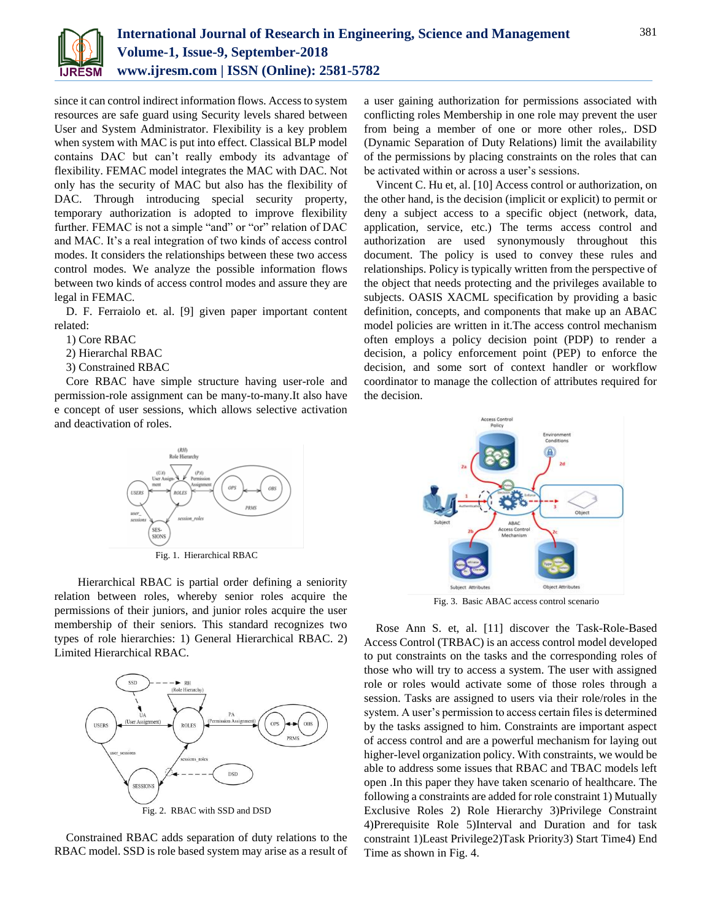since it can control indirect information flows. Access to system resources are safe guard using Security levels shared between User and System Administrator. Flexibility is a key problem when system with MAC is put into effect. Classical BLP model contains DAC but can't really embody its advantage of flexibility. FEMAC model integrates the MAC with DAC. Not only has the security of MAC but also has the flexibility of DAC. Through introducing special security property, temporary authorization is adopted to improve flexibility further. FEMAC is not a simple "and" or "or" relation of DAC and MAC. It's a real integration of two kinds of access control modes. It considers the relationships between these two access control modes. We analyze the possible information flows between two kinds of access control modes and assure they are legal in FEMAC.

D. F. Ferraiolo et. al. [9] given paper important content related:

1) Core RBAC
2) Hierarchal RBAC
3) Constrained RBAC

Core RBAC have simple structure having user-role and permission-role assignment can be many-to-many.It also have e concept of user sessions, which allows selective activation and deactivation of roles.

Fig. 1. Hierarchical RBAC

Hierarchical RBAC is partial order defining a seniority relation between roles, whereby senior roles acquire the permissions of their juniors, and junior roles acquire the user membership of their seniors. This standard recognizes two types of role hierarchies: 1) General Hierarchical RBAC. 2) Limited Hierarchical RBAC.

Fig. 2. RBAC with SSD and DSD

Constrained RBAC adds separation of duty relations to the RBAC model. SSD is role based system may arise as a result of a user gaining authorization for permissions associated with conflicting roles Membership in one role may prevent the user from being a member of one or more other roles,. DSD (Dynamic Separation of Duty Relations) limit the availability of the permissions by placing constraints on the roles that can be activated within or across a user's sessions.

Vincent C. Hu et, al. [10] Access control or authorization, on the other hand, is the decision (implicit or explicit) to permit or deny a subject access to a specific object (network, data, application, service, etc.) The terms access control and authorization are used synonymously throughout this document. The policy is used to convey these rules and relationships. Policy is typically written from the perspective of the object that needs protecting and the privileges available to subjects. OASIS XACML specification by providing a basic definition, concepts, and components that make up an ABAC model policies are written in it.The access control mechanism often employs a policy decision point (PDP) to render a decision, a policy enforcement point (PEP) to enforce the decision, and some sort of context handler or workflow coordinator to manage the collection of attributes required for the decision.

Fig. 3. Basic ABAC access control scenario

Rose Ann S. et, al. [11] discover the Task-Role-Based Access Control (TRBAC) is an access control model developed to put constraints on the tasks and the corresponding roles of those who will try to access a system. The user with assigned role or roles would activate some of those roles through a session. Tasks are assigned to users via their role/roles in the system. A user's permission to access certain files is determined by the tasks assigned to him. Constraints are important aspect of access control and are a powerful mechanism for laying out higher-level organization policy. With constraints, we would be able to address some issues that RBAC and TBAC models left open .In this paper they have taken scenario of healthcare. The following a constraints are added for role constraint 1) Mutually Exclusive Roles 2) Role Hierarchy 3)Privilege Constraint 4)Prerequisite Role 5)Interval and Duration and for task constraint 1)Least Privilege2)Task Priority3) Start Time4) End Time as shown in Fig. 4.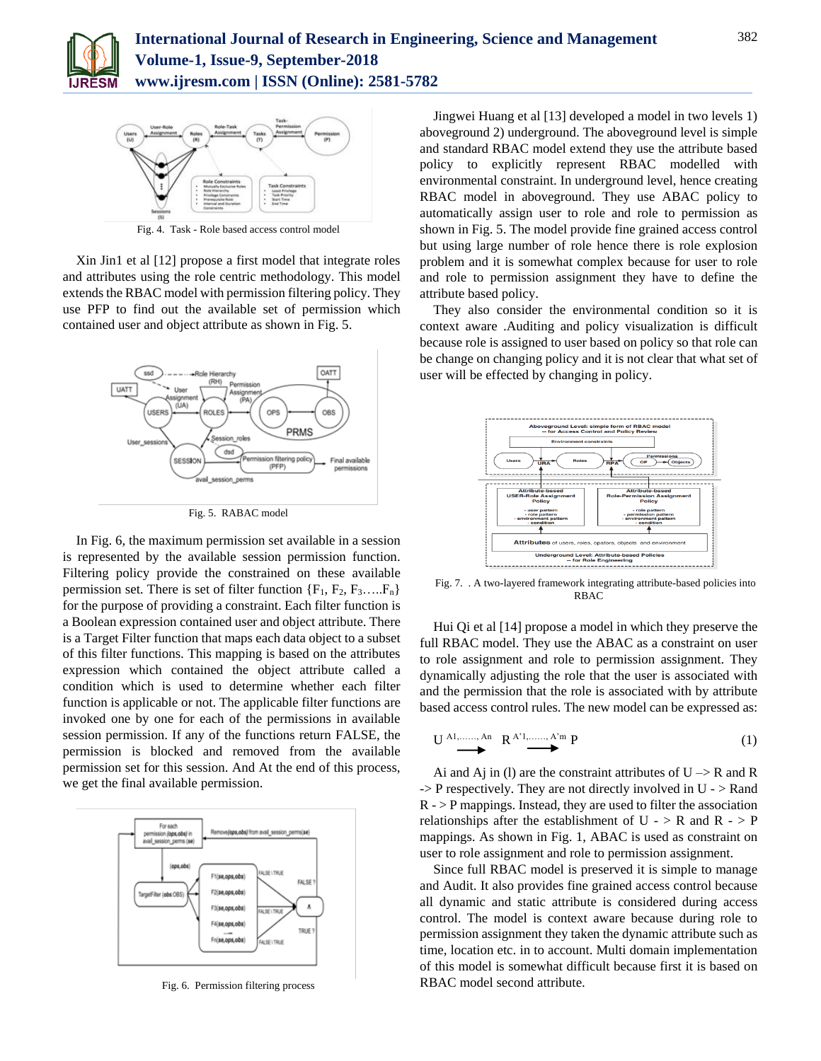Fig. 4. Task - Role based access control model

Xin Jin1 et al [12] propose a first model that integrate roles and attributes using the role centric methodology. This model extends the RBAC model with permission filtering policy. They use PFP to find out the available set of permission which contained user and object attribute as shown in Fig. 5.

Fig. 5. RABAC model

In Fig. 6, the maximum permission set available in a session is represented by the available session permission function. Filtering policy provide the constrained on these available permission set. There is set of filter function $\{F_1, F_2, F_3 \ldots . F_n\}$ for the purpose of providing a constraint. Each filter function is a Boolean expression contained user and object attribute. There is a Target Filter function that maps each data object to a subset of this filter functions. This mapping is based on the attributes expression which contained the object attribute called a condition which is used to determine whether each filter function is applicable or not. The applicable filter functions are invoked one by one for each of the permissions in available session permission. If any of the functions return FALSE, the permission is blocked and removed from the available permission set for this session. And At the end of this process, we get the final available permission.

Fig. 6. Permission filtering process

Jingwei Huang et al [13] developed a model in two levels 1) aboveground 2) underground. The aboveground level is simple and standard RBAC model extend they use the attribute based policy to explicitly represent RBAC modelled with environmental constraint. In underground level, hence creating RBAC model in aboveground. They use ABAC policy to automatically assign user to role and role to permission as shown in Fig. 5. The model provide fine grained access control but using large number of role hence there is role explosion problem and it is somewhat complex because for user to role and role to permission assignment they have to define the attribute based policy.

They also consider the environmental condition so it is context aware .Auditing and policy visualization is difficult because role is assigned to user based on policy so that role can be change on changing policy and it is not clear that what set of user will be effected by changing in policy.

Fig. 7. . A two-layered framework integrating attribute-based policies into RBAC

Hui Qi et al [14] propose a model in which they preserve the full RBAC model. They use the ABAC as a constraint on user to role assignment and role to permission assignment. They dynamically adjusting the role that the user is associated with and the permission that the role is associated with by attribute based access control rules. The new model can be expressed as:

$$U \xrightarrow{A1,\ldots\ldots,An} R \xrightarrow{A'1,\ldots\ldots,A'm} P \tag{1}$$

Ai and Aj in (l) are the constraint attributes of U –> R and R -> P respectively. They are not directly involved in U - > Rand R - > P mappings. Instead, they are used to filter the association relationships after the establishment of U - > R and R - > P mappings. As shown in Fig. 1, ABAC is used as constraint on user to role assignment and role to permission assignment.

Since full RBAC model is preserved it is simple to manage and Audit. It also provides fine grained access control because all dynamic and static attribute is considered during access control. The model is context aware because during role to permission assignment they taken the dynamic attribute such as time, location etc. in to account. Multi domain implementation of this model is somewhat difficult because first it is based on RBAC model second attribute.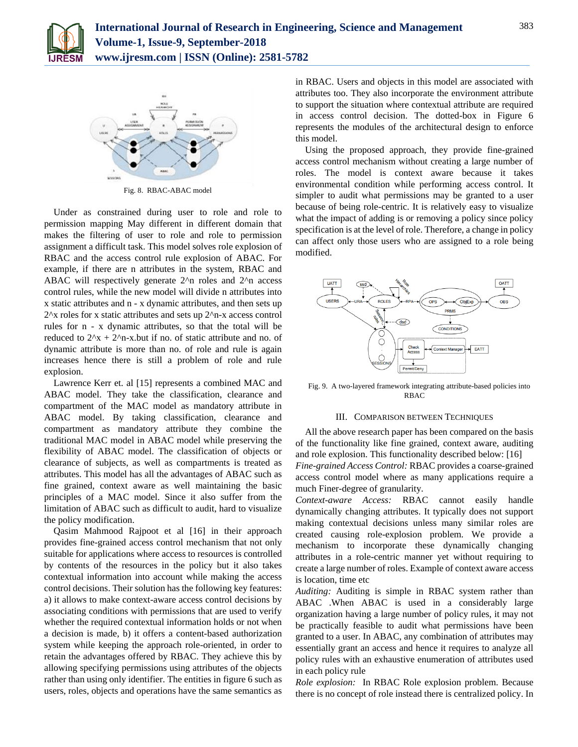Fig. 8. RBAC-ABAC model

Under as constrained during user to role and role to permission mapping May different in different domain that makes the filtering of user to role and role to permission assignment a difficult task. This model solves role explosion of RBAC and the access control rule explosion of ABAC. For example, if there are n attributes in the system, RBAC and ABAC will respectively generate $2^n$ roles and $2^n$ access control rules, while the new model will divide n attributes into x static attributes and n - x dynamic attributes, and then sets up $2^x$ roles for x static attributes and sets up $2^{n-x}$ access control rules for n - x dynamic attributes, so that the total will be reduced to $2^x + 2^{n-x}$.but if no. of static attribute and no. of dynamic attribute is more than no. of role and rule is again increases hence there is still a problem of role and rule explosion.

Lawrence Kerr et. al [15] represents a combined MAC and ABAC model. They take the classification, clearance and compartment of the MAC model as mandatory attribute in ABAC model. By taking classification, clearance and compartment as mandatory attribute they combine the traditional MAC model in ABAC model while preserving the flexibility of ABAC model. The classification of objects or clearance of subjects, as well as compartments is treated as attributes. This model has all the advantages of ABAC such as fine grained, context aware as well maintaining the basic principles of a MAC model. Since it also suffer from the limitation of ABAC such as difficult to audit, hard to visualize the policy modification.

Qasim Mahmood Rajpoot et al [16] in their approach provides fine-grained access control mechanism that not only suitable for applications where access to resources is controlled by contents of the resources in the policy but it also takes contextual information into account while making the access control decisions. Their solution has the following key features: a) it allows to make context-aware access control decisions by associating conditions with permissions that are used to verify whether the required contextual information holds or not when a decision is made, b) it offers a content-based authorization system while keeping the approach role-oriented, in order to retain the advantages offered by RBAC. They achieve this by allowing specifying permissions using attributes of the objects rather than using only identifier. The entities in figure 6 such as users, roles, objects and operations have the same semantics as in RBAC. Users and objects in this model are associated with attributes too. They also incorporate the environment attribute to support the situation where contextual attribute are required in access control decision. The dotted-box in Figure 6 represents the modules of the architectural design to enforce this model.

Using the proposed approach, they provide fine-grained access control mechanism without creating a large number of roles. The model is context aware because it takes environmental condition while performing access control. It simpler to audit what permissions may be granted to a user because of being role-centric. It is relatively easy to visualize what the impact of adding is or removing a policy since policy specification is at the level of role. Therefore, a change in policy can affect only those users who are assigned to a role being modified.

Fig. 9. A two-layered framework integrating attribute-based policies into RBAC

## III. Comparison between Techniques

All the above research paper has been compared on the basis of the functionality like fine grained, context aware, auditing and role explosion. This functionality described below: [16]

*Fine-grained Access Control:* RBAC provides a coarse-grained access control model where as many applications require a much Finer-degree of granularity.

*Context-aware Access:* RBAC cannot easily handle dynamically changing attributes. It typically does not support making contextual decisions unless many similar roles are created causing role-explosion problem. We provide a mechanism to incorporate these dynamically changing attributes in a role-centric manner yet without requiring to create a large number of roles. Example of context aware access is location, time etc

*Auditing:* Auditing is simple in RBAC system rather than ABAC .When ABAC is used in a considerably large organization having a large number of policy rules, it may not be practically feasible to audit what permissions have been granted to a user. In ABAC, any combination of attributes may essentially grant an access and hence it requires to analyze all policy rules with an exhaustive enumeration of attributes used in each policy rule

*Role explosion:* In RBAC Role explosion problem. Because there is no concept of role instead there is centralized policy. In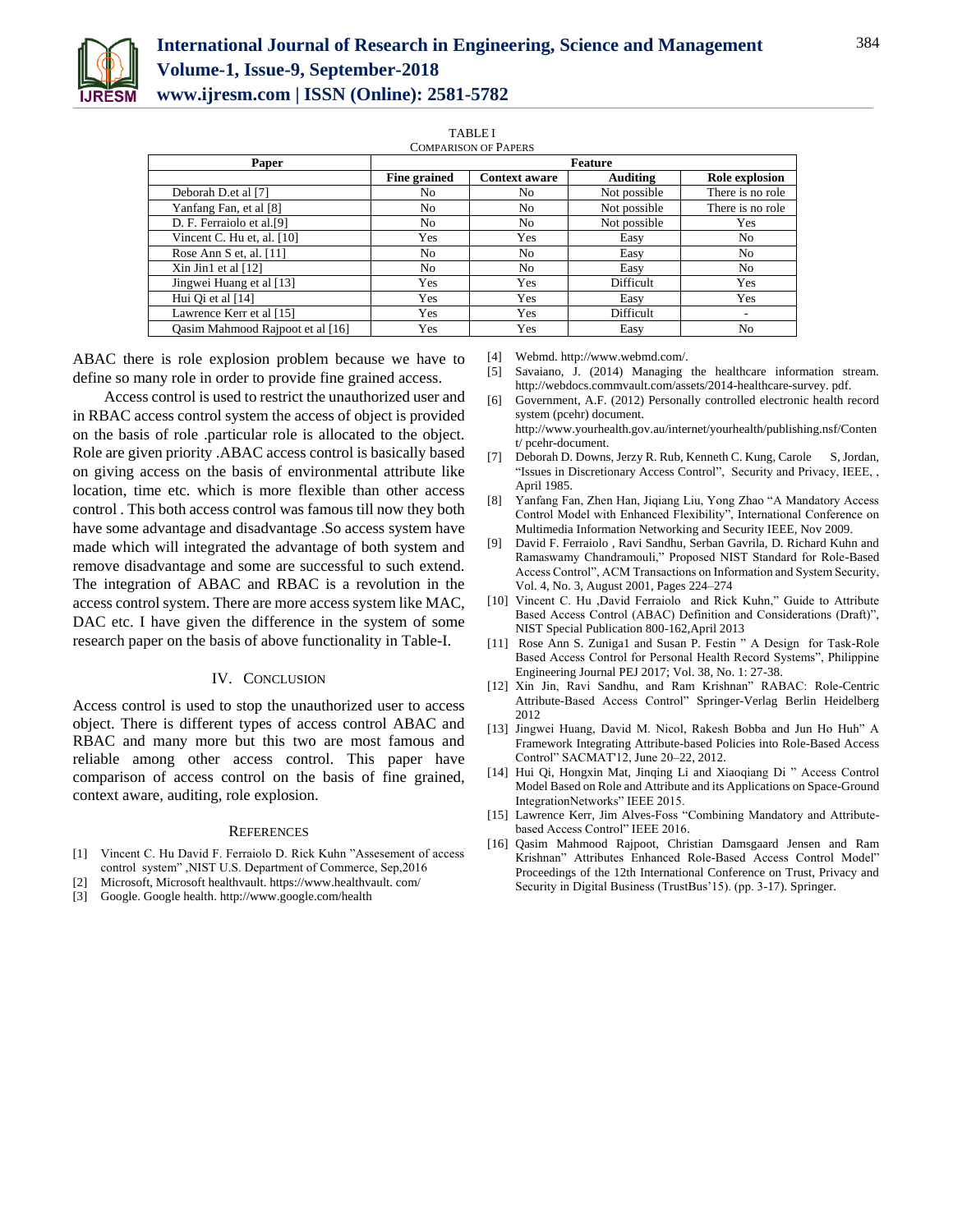TABLE I
COMPARISON OF PAPERS

| Paper | Feature | | | |
|---|---|---|---|---|
| | **Fine grained** | **Context aware** | **Auditing** | **Role explosion** |
| Deborah D.et al [7] | No | No | Not possible | There is no role |
| Yanfang Fan, et al [8] | No | No | Not possible | There is no role |
| D. F. Ferraiolo et al.[9] | No | No | Not possible | Yes |
| Vincent C. Hu et, al. [10] | Yes | Yes | Easy | No |
| Rose Ann S et, al. [11] | No | No | Easy | No |
| Xin Jin1 et al [12] | No | No | Easy | No |
| Jingwei Huang et al [13] | Yes | Yes | Difficult | Yes |
| Hui Qi et al [14] | Yes | Yes | Easy | Yes |
| Lawrence Kerr et al [15] | Yes | Yes | Difficult | - |
| Qasim Mahmood Rajpoot et al [16] | Yes | Yes | Easy | No |

ABAC there is role explosion problem because we have to define so many role in order to provide fine grained access.

Access control is used to restrict the unauthorized user and in RBAC access control system the access of object is provided on the basis of role .particular role is allocated to the object. Role are given priority .ABAC access control is basically based on giving access on the basis of environmental attribute like location, time etc. which is more flexible than other access control . This both access control was famous till now they both have some advantage and disadvantage .So access system have made which will integrated the advantage of both system and remove disadvantage and some are successful to such extend. The integration of ABAC and RBAC is a revolution in the access control system. There are more access system like MAC, DAC etc. I have given the difference in the system of some research paper on the basis of above functionality in Table-I.

## IV. CONCLUSION

Access control is used to stop the unauthorized user to access object. There is different types of access control ABAC and RBAC and many more but this two are most famous and reliable among other access control. This paper have comparison of access control on the basis of fine grained, context aware, auditing, role explosion.

## REFERENCES

[1] Vincent C. Hu David F. Ferraiolo D. Rick Kuhn "Assesement of access control system" ,NIST U.S. Department of Commerce, Sep,2016

[2] Microsoft, Microsoft healthvault. https://www.healthvault. com/

[3] Google. Google health. http://www.google.com/health

[4] Webmd. http://www.webmd.com/.

[5] Savaiano, J. (2014) Managing the healthcare information stream. http://webdocs.commvault.com/assets/2014-healthcare-survey. pdf.

[6] Government, A.F. (2012) Personally controlled electronic health record system (pcehr) document. http://www.yourhealth.gov.au/internet/yourhealth/publishing.nsf/Content/ pcehr-document.

[7] Deborah D. Downs, Jerzy R. Rub, Kenneth C. Kung, Carole S, Jordan, "Issues in Discretionary Access Control", Security and Privacy, IEEE, , April 1985.

[8] Yanfang Fan, Zhen Han, Jiqiang Liu, Yong Zhao "A Mandatory Access Control Model with Enhanced Flexibility", International Conference on Multimedia Information Networking and Security IEEE, Nov 2009.

[9] David F. Ferraiolo , Ravi Sandhu, Serban Gavrila, D. Richard Kuhn and Ramaswamy Chandramouli," Proposed NIST Standard for Role-Based Access Control", ACM Transactions on Information and System Security, Vol. 4, No. 3, August 2001, Pages 224–274

[10] Vincent C. Hu ,David Ferraiolo and Rick Kuhn," Guide to Attribute Based Access Control (ABAC) Definition and Considerations (Draft)", NIST Special Publication 800-162,April 2013

[11] Rose Ann S. Zuniga1 and Susan P. Festin " A Design for Task-Role Based Access Control for Personal Health Record Systems", Philippine Engineering Journal PEJ 2017; Vol. 38, No. 1: 27-38.

[12] Xin Jin, Ravi Sandhu, and Ram Krishnan" RABAC: Role-Centric Attribute-Based Access Control" Springer-Verlag Berlin Heidelberg 2012

[13] Jingwei Huang, David M. Nicol, Rakesh Bobba and Jun Ho Huh" A Framework Integrating Attribute-based Policies into Role-Based Access Control" SACMAT'12, June 20–22, 2012.

[14] Hui Qi, Hongxin Mat, Jinqing Li and Xiaoqiang Di " Access Control Model Based on Role and Attribute and its Applications on Space-Ground IntegrationNetworks" IEEE 2015.

[15] Lawrence Kerr, Jim Alves-Foss "Combining Mandatory and Attribute-based Access Control" IEEE 2016.

[16] Qasim Mahmood Rajpoot, Christian Damsgaard Jensen and Ram Krishnan" Attributes Enhanced Role-Based Access Control Model" Proceedings of the 12th International Conference on Trust, Privacy and Security in Digital Business (TrustBus'15). (pp. 3-17). Springer.